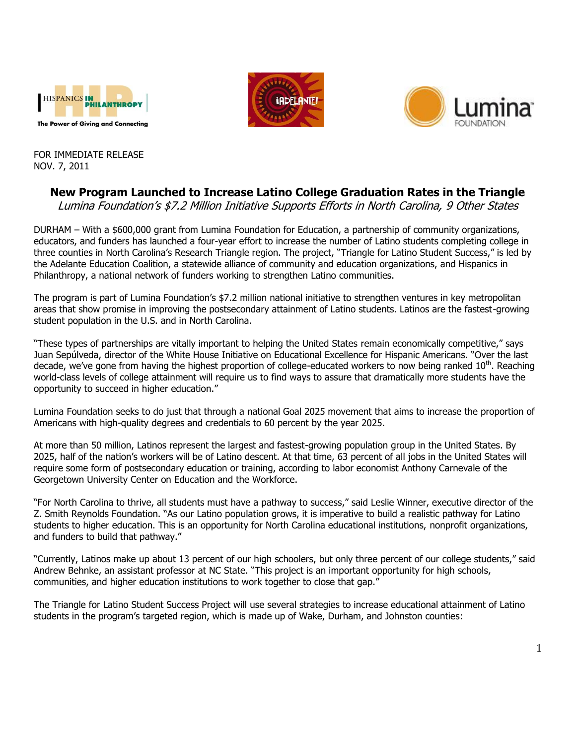FOR IMMEDIATE RELEASE
NOV. 7, 2011

## New Program Launched to Increase Latino College Graduation Rates in the Triangle

*Lumina Foundation's $7.2 Million Initiative Supports Efforts in North Carolina, 9 Other States*

DURHAM – With a $600,000 grant from Lumina Foundation for Education, a partnership of community organizations, educators, and funders has launched a four-year effort to increase the number of Latino students completing college in three counties in North Carolina's Research Triangle region. The project, "Triangle for Latino Student Success," is led by the Adelante Education Coalition, a statewide alliance of community and education organizations, and Hispanics in Philanthropy, a national network of funders working to strengthen Latino communities.

The program is part of Lumina Foundation's $7.2 million national initiative to strengthen ventures in key metropolitan areas that show promise in improving the postsecondary attainment of Latino students. Latinos are the fastest-growing student population in the U.S. and in North Carolina.

"These types of partnerships are vitally important to helping the United States remain economically competitive," says Juan Sepúlveda, director of the White House Initiative on Educational Excellence for Hispanic Americans. "Over the last decade, we've gone from having the highest proportion of college-educated workers to now being ranked 10th. Reaching world-class levels of college attainment will require us to find ways to assure that dramatically more students have the opportunity to succeed in higher education."

Lumina Foundation seeks to do just that through a national Goal 2025 movement that aims to increase the proportion of Americans with high-quality degrees and credentials to 60 percent by the year 2025.

At more than 50 million, Latinos represent the largest and fastest-growing population group in the United States. By 2025, half of the nation's workers will be of Latino descent. At that time, 63 percent of all jobs in the United States will require some form of postsecondary education or training, according to labor economist Anthony Carnevale of the Georgetown University Center on Education and the Workforce.

"For North Carolina to thrive, all students must have a pathway to success," said Leslie Winner, executive director of the Z. Smith Reynolds Foundation. "As our Latino population grows, it is imperative to build a realistic pathway for Latino students to higher education. This is an opportunity for North Carolina educational institutions, nonprofit organizations, and funders to build that pathway."

"Currently, Latinos make up about 13 percent of our high schoolers, but only three percent of our college students," said Andrew Behnke, an assistant professor at NC State. "This project is an important opportunity for high schools, communities, and higher education institutions to work together to close that gap."

The Triangle for Latino Student Success Project will use several strategies to increase educational attainment of Latino students in the program's targeted region, which is made up of Wake, Durham, and Johnston counties: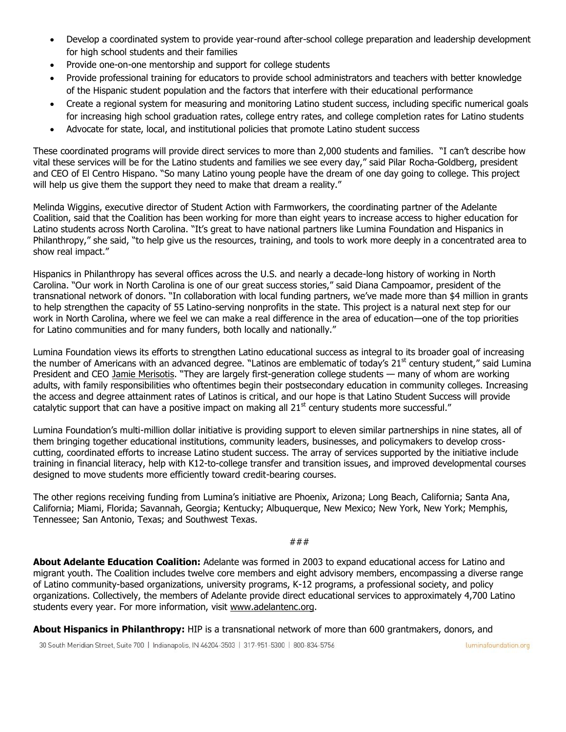- Develop a coordinated system to provide year-round after-school college preparation and leadership development for high school students and their families
- Provide one-on-one mentorship and support for college students
- Provide professional training for educators to provide school administrators and teachers with better knowledge of the Hispanic student population and the factors that interfere with their educational performance
- Create a regional system for measuring and monitoring Latino student success, including specific numerical goals for increasing high school graduation rates, college entry rates, and college completion rates for Latino students
- Advocate for state, local, and institutional policies that promote Latino student success

These coordinated programs will provide direct services to more than 2,000 students and families. "I can't describe how vital these services will be for the Latino students and families we see every day," said Pilar Rocha-Goldberg, president and CEO of El Centro Hispano. "So many Latino young people have the dream of one day going to college. This project will help us give them the support they need to make that dream a reality."

Melinda Wiggins, executive director of Student Action with Farmworkers, the coordinating partner of the Adelante Coalition, said that the Coalition has been working for more than eight years to increase access to higher education for Latino students across North Carolina. "It's great to have national partners like Lumina Foundation and Hispanics in Philanthropy," she said, "to help give us the resources, training, and tools to work more deeply in a concentrated area to show real impact."

Hispanics in Philanthropy has several offices across the U.S. and nearly a decade-long history of working in North Carolina. "Our work in North Carolina is one of our great success stories," said Diana Campoamor, president of the transnational network of donors. "In collaboration with local funding partners, we've made more than $4 million in grants to help strengthen the capacity of 55 Latino-serving nonprofits in the state. This project is a natural next step for our work in North Carolina, where we feel we can make a real difference in the area of education—one of the top priorities for Latino communities and for many funders, both locally and nationally."

Lumina Foundation views its efforts to strengthen Latino educational success as integral to its broader goal of increasing the number of Americans with an advanced degree. "Latinos are emblematic of today's 21st century student," said Lumina President and CEO Jamie Merisotis. "They are largely first-generation college students — many of whom are working adults, with family responsibilities who oftentimes begin their postsecondary education in community colleges. Increasing the access and degree attainment rates of Latinos is critical, and our hope is that Latino Student Success will provide catalytic support that can have a positive impact on making all 21st century students more successful."

Lumina Foundation's multi-million dollar initiative is providing support to eleven similar partnerships in nine states, all of them bringing together educational institutions, community leaders, businesses, and policymakers to develop cross-cutting, coordinated efforts to increase Latino student success. The array of services supported by the initiative include training in financial literacy, help with K12-to-college transfer and transition issues, and improved developmental courses designed to move students more efficiently toward credit-bearing courses.

The other regions receiving funding from Lumina's initiative are Phoenix, Arizona; Long Beach, California; Santa Ana, California; Miami, Florida; Savannah, Georgia; Kentucky; Albuquerque, New Mexico; New York, New York; Memphis, Tennessee; San Antonio, Texas; and Southwest Texas.

###

**About Adelante Education Coalition:** Adelante was formed in 2003 to expand educational access for Latino and migrant youth. The Coalition includes twelve core members and eight advisory members, encompassing a diverse range of Latino community-based organizations, university programs, K-12 programs, a professional society, and policy organizations. Collectively, the members of Adelante provide direct educational services to approximately 4,700 Latino students every year. For more information, visit www.adelantenc.org.

**About Hispanics in Philanthropy:** HIP is a transnational network of more than 600 grantmakers, donors, and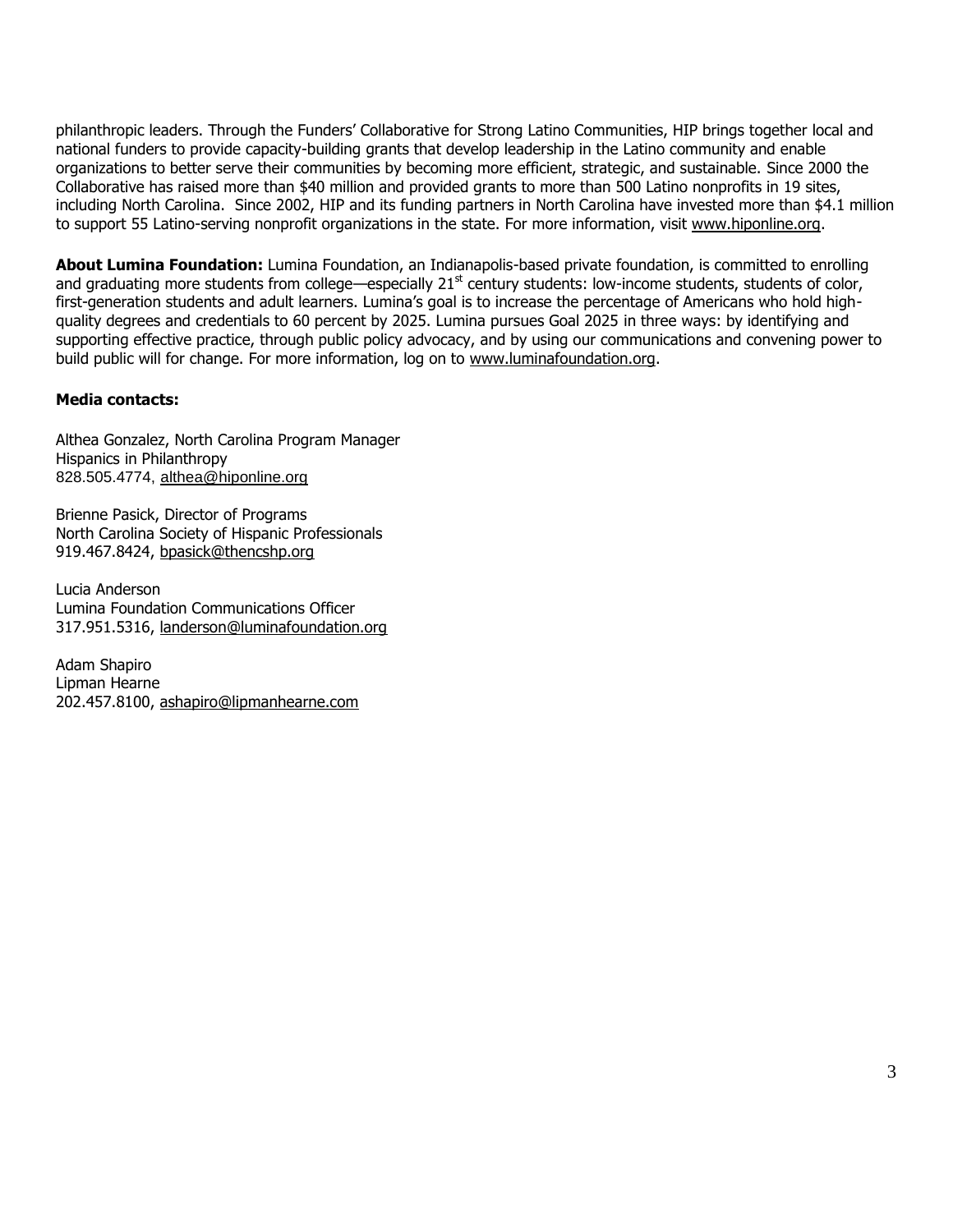philanthropic leaders. Through the Funders' Collaborative for Strong Latino Communities, HIP brings together local and national funders to provide capacity-building grants that develop leadership in the Latino community and enable organizations to better serve their communities by becoming more efficient, strategic, and sustainable. Since 2000 the Collaborative has raised more than $40 million and provided grants to more than 500 Latino nonprofits in 19 sites, including North Carolina. Since 2002, HIP and its funding partners in North Carolina have invested more than $4.1 million to support 55 Latino-serving nonprofit organizations in the state. For more information, visit www.hiponline.org.

**About Lumina Foundation:** Lumina Foundation, an Indianapolis-based private foundation, is committed to enrolling and graduating more students from college—especially 21st century students: low-income students, students of color, first-generation students and adult learners. Lumina's goal is to increase the percentage of Americans who hold high-quality degrees and credentials to 60 percent by 2025. Lumina pursues Goal 2025 in three ways: by identifying and supporting effective practice, through public policy advocacy, and by using our communications and convening power to build public will for change. For more information, log on to www.luminafoundation.org.

**Media contacts:**

Althea Gonzalez, North Carolina Program Manager
Hispanics in Philanthropy
828.505.4774, althea@hiponline.org

Brienne Pasick, Director of Programs
North Carolina Society of Hispanic Professionals
919.467.8424, bpasick@thencshp.org

Lucia Anderson
Lumina Foundation Communications Officer
317.951.5316, landerson@luminafoundation.org

Adam Shapiro
Lipman Hearne
202.457.8100, ashapiro@lipmanhearne.com